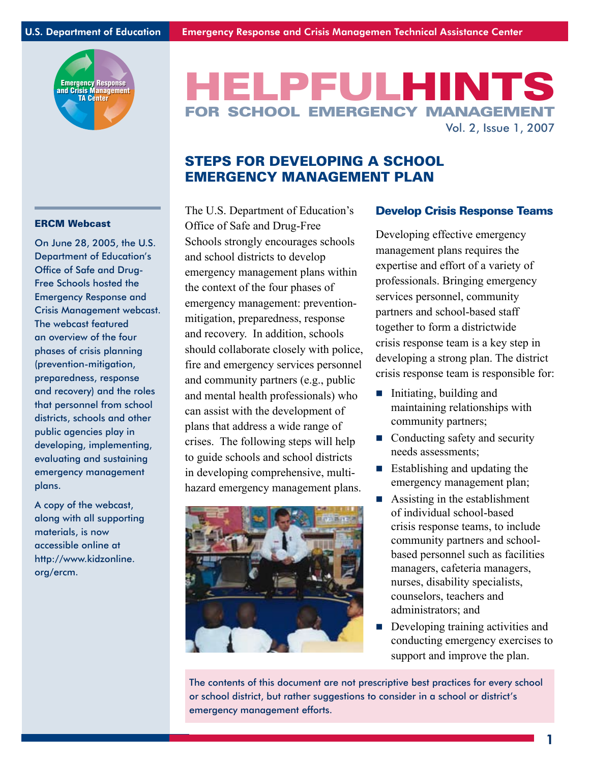U.S. Department of Education

Emergency Response and Crisis Managemen Technical Assistance Center

# HELPFULHINTS
## FOR SCHOOL EMERGENCY MANAGEMENT

Vol. 2, Issue 1, 2007

## STEPS FOR DEVELOPING A SCHOOL EMERGENCY MANAGEMENT PLAN

The U.S. Department of Education's Office of Safe and Drug-Free Schools strongly encourages schools and school districts to develop emergency management plans within the context of the four phases of emergency management: prevention-mitigation, preparedness, response and recovery. In addition, schools should collaborate closely with police, fire and emergency services personnel and community partners (e.g., public and mental health professionals) who can assist with the development of plans that address a wide range of crises. The following steps will help to guide schools and school districts in developing comprehensive, multi-hazard emergency management plans.

### Develop Crisis Response Teams

Developing effective emergency management plans requires the expertise and effort of a variety of professionals. Bringing emergency services personnel, community partners and school-based staff together to form a districtwide crisis response team is a key step in developing a strong plan. The district crisis response team is responsible for:

- Initiating, building and maintaining relationships with community partners;
- Conducting safety and security needs assessments;
- Establishing and updating the emergency management plan;
- Assisting in the establishment of individual school-based crisis response teams, to include community partners and school-based personnel such as facilities managers, cafeteria managers, nurses, disability specialists, counselors, teachers and administrators; and
- Developing training activities and conducting emergency exercises to support and improve the plan.

The contents of this document are not prescriptive best practices for every school or school district, but rather suggestions to consider in a school or district's emergency management efforts.

### ERCM Webcast

On June 28, 2005, the U.S. Department of Education's Office of Safe and Drug-Free Schools hosted the Emergency Response and Crisis Management webcast. The webcast featured an overview of the four phases of crisis planning (prevention-mitigation, preparedness, response and recovery) and the roles that personnel from school districts, schools and other public agencies play in developing, implementing, evaluating and sustaining emergency management plans.

A copy of the webcast, along with all supporting materials, is now accessible online at http://www.kidzonline.org/ercm.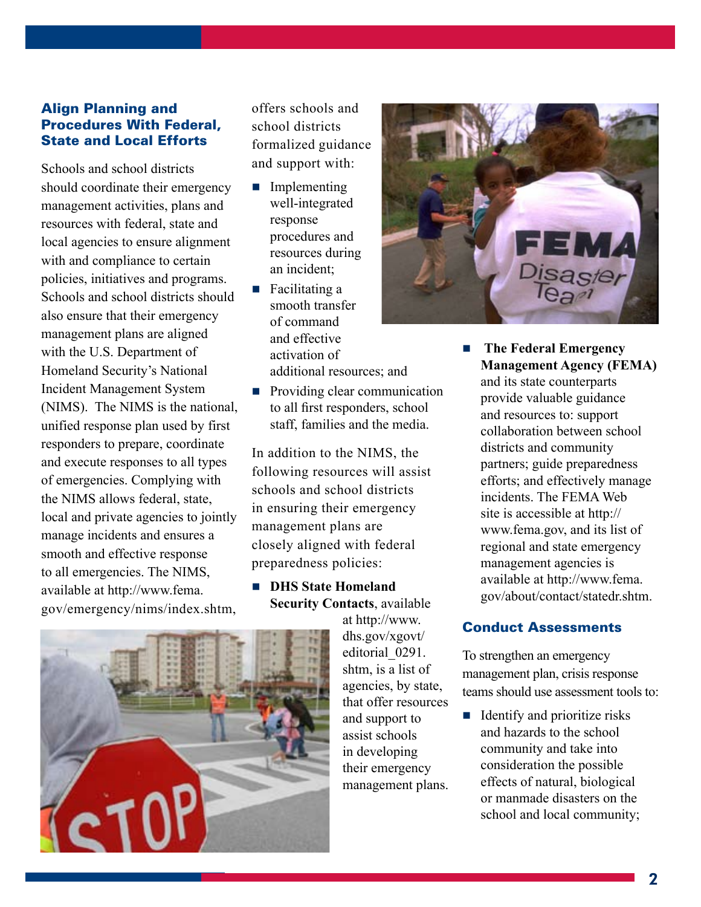### Align Planning and Procedures With Federal, State and Local Efforts

Schools and school districts should coordinate their emergency management activities, plans and resources with federal, state and local agencies to ensure alignment with and compliance to certain policies, initiatives and programs. Schools and school districts should also ensure that their emergency management plans are aligned with the U.S. Department of Homeland Security's National Incident Management System (NIMS). The NIMS is the national, unified response plan used by first responders to prepare, coordinate and execute responses to all types of emergencies. Complying with the NIMS allows federal, state, local and private agencies to jointly manage incidents and ensures a smooth and effective response to all emergencies. The NIMS, available at http://www.fema.gov/emergency/nims/index.shtm, offers schools and school districts formalized guidance and support with:

- Implementing well-integrated response procedures and resources during an incident;
- Facilitating a smooth transfer of command and effective activation of additional resources; and
- Providing clear communication to all first responders, school staff, families and the media.

In addition to the NIMS, the following resources will assist schools and school districts in ensuring their emergency management plans are closely aligned with federal preparedness policies:

- **DHS State Homeland Security Contacts**, available at http://www.dhs.gov/xgovt/editorial_0291.shtm, is a list of agencies, by state, that offer resources and support to assist schools in developing their emergency management plans.
- **The Federal Emergency Management Agency (FEMA)** and its state counterparts provide valuable guidance and resources to: support collaboration between school districts and community partners; guide preparedness efforts; and effectively manage incidents. The FEMA Web site is accessible at http://www.fema.gov, and its list of regional and state emergency management agencies is available at http://www.fema.gov/about/contact/statedr.shtm.

### Conduct Assessments

To strengthen an emergency management plan, crisis response teams should use assessment tools to:

- Identify and prioritize risks and hazards to the school community and take into consideration the possible effects of natural, biological or manmade disasters on the school and local community;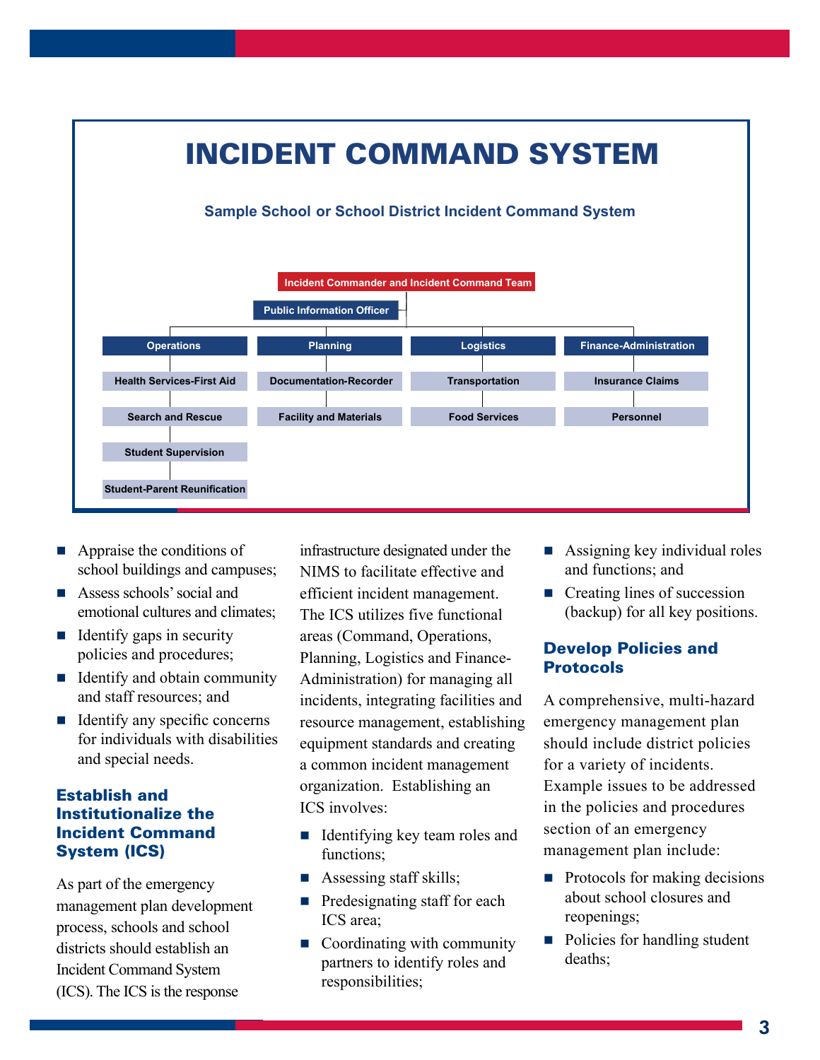# INCIDENT COMMAND SYSTEM

**Sample School or School District Incident Command System**

- **Incident Commander and Incident Command Team**
  - Public Information Officer
  - **Operations**
    - Health Services-First Aid
    - Search and Rescue
    - Student Supervision
    - Student-Parent Reunification
  - **Planning**
    - Documentation-Recorder
    - Facility and Materials
  - **Logistics**
    - Transportation
    - Food Services
  - **Finance-Administration**
    - Insurance Claims
    - Personnel

- Appraise the conditions of school buildings and campuses;
- Assess schools' social and emotional cultures and climates;
- Identify gaps in security policies and procedures;
- Identify and obtain community and staff resources; and
- Identify any specific concerns for individuals with disabilities and special needs.

### Establish and Institutionalize the Incident Command System (ICS)

As part of the emergency management plan development process, schools and school districts should establish an Incident Command System (ICS). The ICS is the response infrastructure designated under the NIMS to facilitate effective and efficient incident management. The ICS utilizes five functional areas (Command, Operations, Planning, Logistics and Finance-Administration) for managing all incidents, integrating facilities and resource management, establishing equipment standards and creating a common incident management organization. Establishing an ICS involves:

- Identifying key team roles and functions;
- Assessing staff skills;
- Predesignating staff for each ICS area;
- Coordinating with community partners to identify roles and responsibilities;
- Assigning key individual roles and functions; and
- Creating lines of succession (backup) for all key positions.

### Develop Policies and Protocols

A comprehensive, multi-hazard emergency management plan should include district policies for a variety of incidents. Example issues to be addressed in the policies and procedures section of an emergency management plan include:

- Protocols for making decisions about school closures and reopenings;
- Policies for handling student deaths;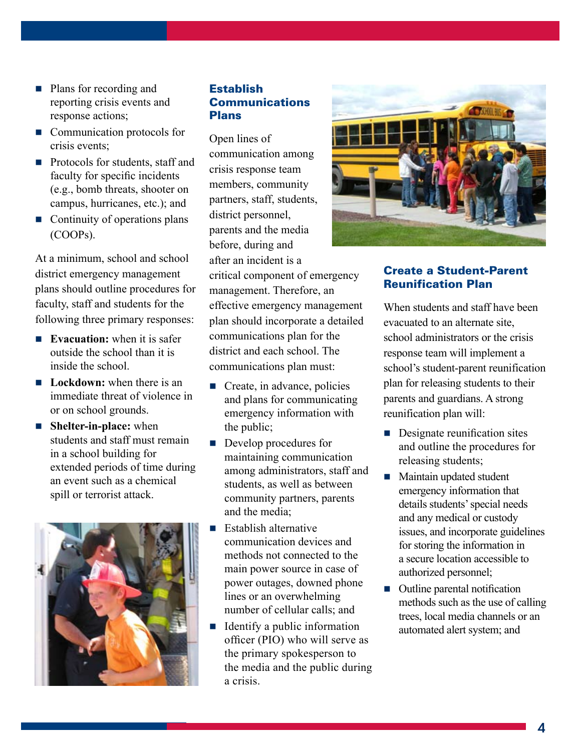- Plans for recording and reporting crisis events and response actions;
- Communication protocols for crisis events;
- Protocols for students, staff and faculty for specific incidents (e.g., bomb threats, shooter on campus, hurricanes, etc.); and
- Continuity of operations plans (COOPs).

At a minimum, school and school district emergency management plans should outline procedures for faculty, staff and students for the following three primary responses:

- **Evacuation:** when it is safer outside the school than it is inside the school.
- **Lockdown:** when there is an immediate threat of violence in or on school grounds.
- **Shelter-in-place:** when students and staff must remain in a school building for extended periods of time during an event such as a chemical spill or terrorist attack.

## Establish Communications Plans

Open lines of communication among crisis response team members, community partners, staff, students, district personnel, parents and the media before, during and after an incident is a critical component of emergency management. Therefore, an effective emergency management plan should incorporate a detailed communications plan for the district and each school. The communications plan must:

- Create, in advance, policies and plans for communicating emergency information with the public;
- Develop procedures for maintaining communication among administrators, staff and students, as well as between community partners, parents and the media;
- Establish alternative communication devices and methods not connected to the main power source in case of power outages, downed phone lines or an overwhelming number of cellular calls; and
- Identify a public information officer (PIO) who will serve as the primary spokesperson to the media and the public during a crisis.

## Create a Student-Parent Reunification Plan

When students and staff have been evacuated to an alternate site, school administrators or the crisis response team will implement a school's student-parent reunification plan for releasing students to their parents and guardians. A strong reunification plan will:

- Designate reunification sites and outline the procedures for releasing students;
- Maintain updated student emergency information that details students' special needs and any medical or custody issues, and incorporate guidelines for storing the information in a secure location accessible to authorized personnel;
- Outline parental notification methods such as the use of calling trees, local media channels or an automated alert system; and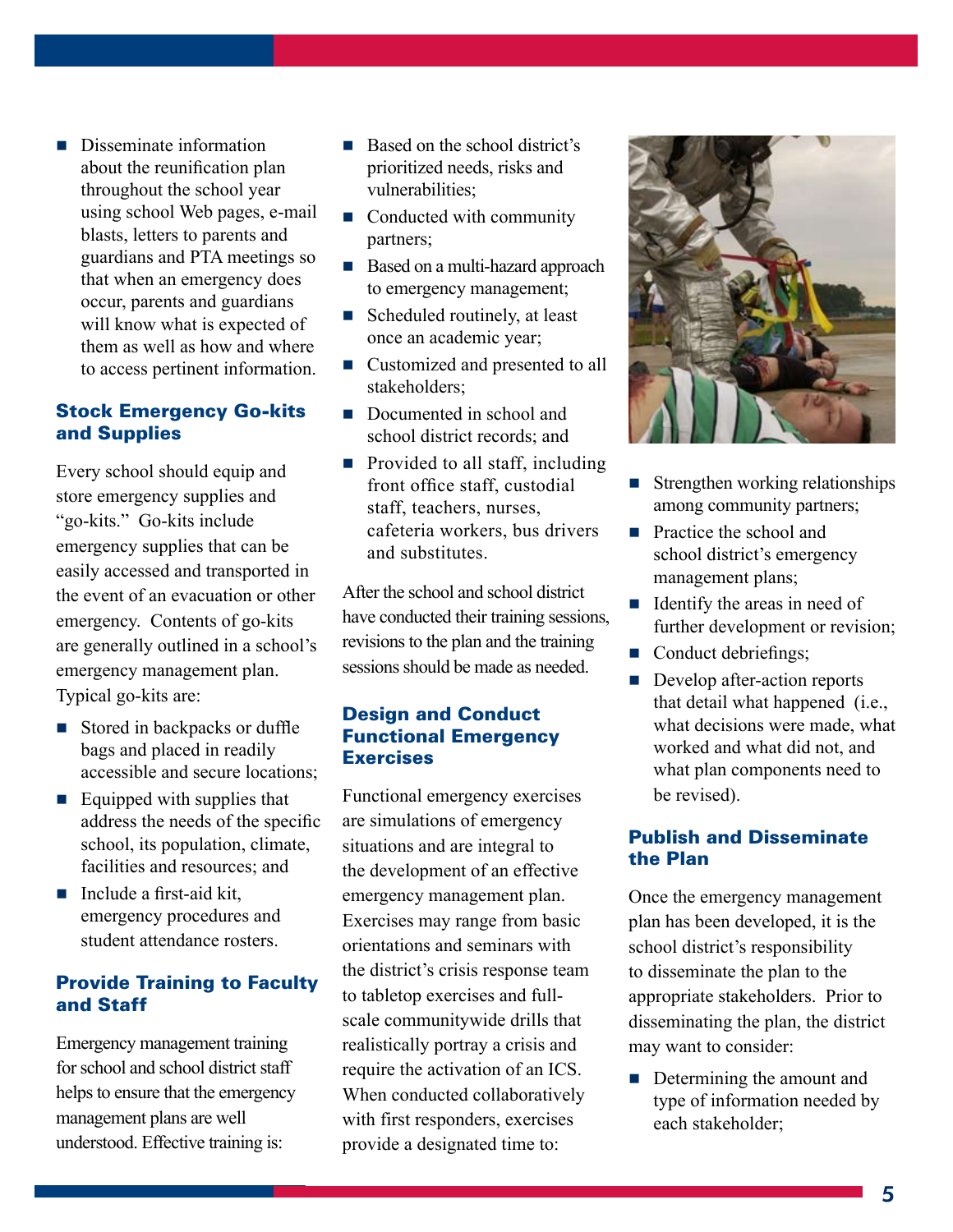- Disseminate information about the reunification plan throughout the school year using school Web pages, e-mail blasts, letters to parents and guardians and PTA meetings so that when an emergency does occur, parents and guardians will know what is expected of them as well as how and where to access pertinent information.

## Stock Emergency Go-kits and Supplies

Every school should equip and store emergency supplies and "go-kits." Go-kits include emergency supplies that can be easily accessed and transported in the event of an evacuation or other emergency. Contents of go-kits are generally outlined in a school's emergency management plan. Typical go-kits are:

- Stored in backpacks or duffle bags and placed in readily accessible and secure locations;
- Equipped with supplies that address the needs of the specific school, its population, climate, facilities and resources; and
- Include a first-aid kit, emergency procedures and student attendance rosters.

## Provide Training to Faculty and Staff

Emergency management training for school and school district staff helps to ensure that the emergency management plans are well understood. Effective training is:

- Based on the school district's prioritized needs, risks and vulnerabilities;
- Conducted with community partners;
- Based on a multi-hazard approach to emergency management;
- Scheduled routinely, at least once an academic year;
- Customized and presented to all stakeholders;
- Documented in school and school district records; and
- Provided to all staff, including front office staff, custodial staff, teachers, nurses, cafeteria workers, bus drivers and substitutes.

After the school and school district have conducted their training sessions, revisions to the plan and the training sessions should be made as needed.

## Design and Conduct Functional Emergency Exercises

Functional emergency exercises are simulations of emergency situations and are integral to the development of an effective emergency management plan. Exercises may range from basic orientations and seminars with the district's crisis response team to tabletop exercises and full-scale communitywide drills that realistically portray a crisis and require the activation of an ICS. When conducted collaboratively with first responders, exercises provide a designated time to:

- Strengthen working relationships among community partners;
- Practice the school and school district's emergency management plans;
- Identify the areas in need of further development or revision;
- Conduct debriefings;
- Develop after-action reports that detail what happened (i.e., what decisions were made, what worked and what did not, and what plan components need to be revised).

## Publish and Disseminate the Plan

Once the emergency management plan has been developed, it is the school district's responsibility to disseminate the plan to the appropriate stakeholders. Prior to disseminating the plan, the district may want to consider:

- Determining the amount and type of information needed by each stakeholder;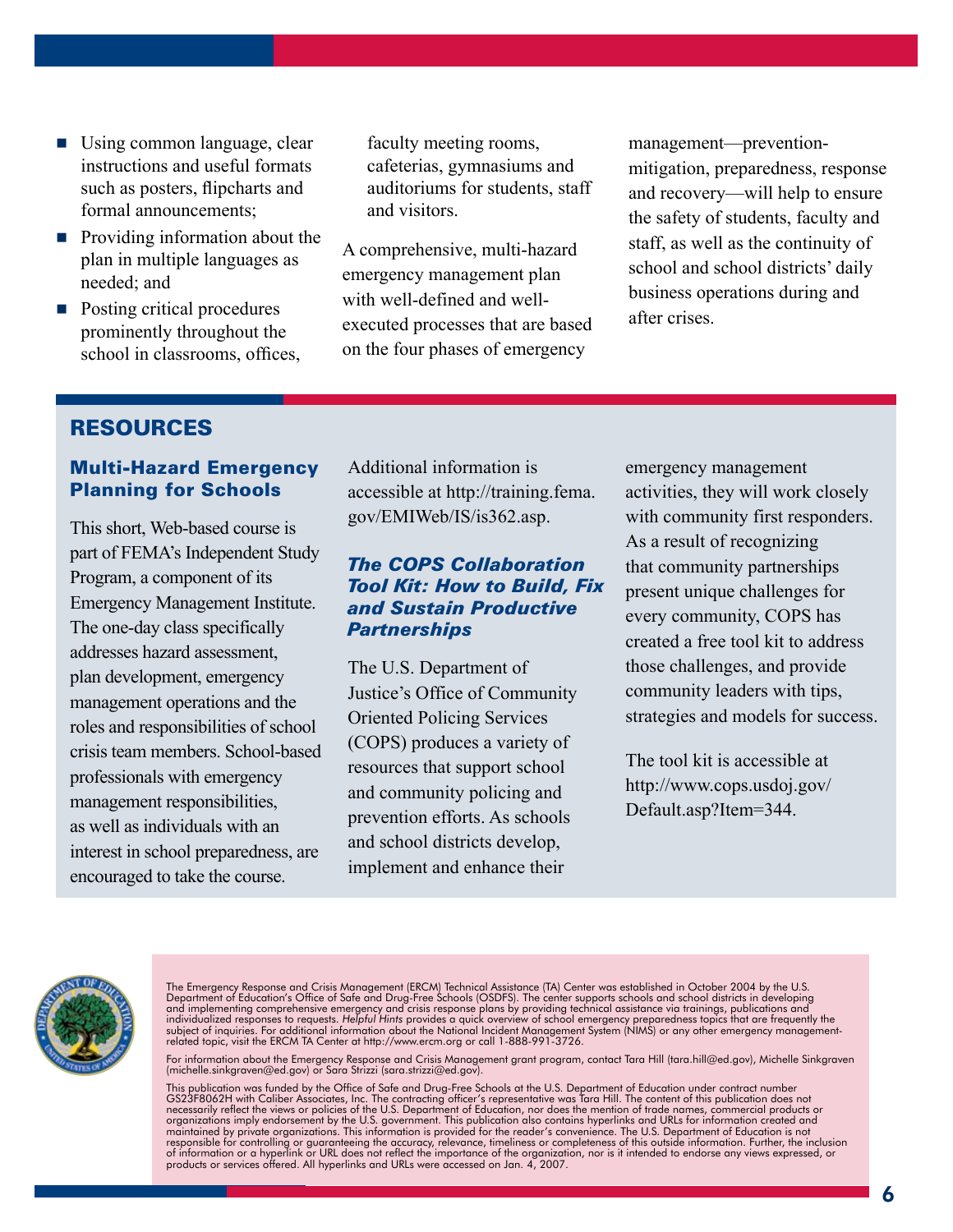- Using common language, clear instructions and useful formats such as posters, flipcharts and formal announcements;
- Providing information about the plan in multiple languages as needed; and
- Posting critical procedures prominently throughout the school in classrooms, offices, faculty meeting rooms, cafeterias, gymnasiums and auditoriums for students, staff and visitors.

A comprehensive, multi-hazard emergency management plan with well-defined and well-executed processes that are based on the four phases of emergency management—prevention-mitigation, preparedness, response and recovery—will help to ensure the safety of students, faculty and staff, as well as the continuity of school and school districts' daily business operations during and after crises.

## RESOURCES

### Multi-Hazard Emergency Planning for Schools

This short, Web-based course is part of FEMA's Independent Study Program, a component of its Emergency Management Institute. The one-day class specifically addresses hazard assessment, plan development, emergency management operations and the roles and responsibilities of school crisis team members. School-based professionals with emergency management responsibilities, as well as individuals with an interest in school preparedness, are encouraged to take the course.

Additional information is accessible at http://training.fema.gov/EMIWeb/IS/is362.asp.

### *The COPS Collaboration Tool Kit: How to Build, Fix and Sustain Productive Partnerships*

The U.S. Department of Justice's Office of Community Oriented Policing Services (COPS) produces a variety of resources that support school and community policing and prevention efforts. As schools and school districts develop, implement and enhance their emergency management activities, they will work closely with community first responders. As a result of recognizing that community partnerships present unique challenges for every community, COPS has created a free tool kit to address those challenges, and provide community leaders with tips, strategies and models for success.

The tool kit is accessible at http://www.cops.usdoj.gov/Default.asp?Item=344.

The Emergency Response and Crisis Management (ERCM) Technical Assistance (TA) Center was established in October 2004 by the U.S. Department of Education's Office of Safe and Drug-Free Schools (OSDFS). The center supports schools and school districts in developing and implementing comprehensive emergency and crisis response plans by providing technical assistance via trainings, publications and individualized responses to requests. *Helpful Hints* provides a quick overview of school emergency preparedness topics that are frequently the subject of inquiries. For additional information about the National Incident Management System (NIMS) or any other emergency management-related topic, visit the ERCM TA Center at http://www.ercm.org or call 1-888-991-3726.

For information about the Emergency Response and Crisis Management grant program, contact Tara Hill (tara.hill@ed.gov), Michelle Sinkgraven (michelle.sinkgraven@ed.gov) or Sara Strizzi (sara.strizzi@ed.gov).

This publication was funded by the Office of Safe and Drug-Free Schools at the U.S. Department of Education under contract number GS23F8062H with Caliber Associates, Inc. The contracting officer's representative was Tara Hill. The content of this publication does not necessarily reflect the views or policies of the U.S. Department of Education, nor does the mention of trade names, commercial products or organizations imply endorsement by the U.S. government. This publication also contains hyperlinks and URLs for information created and maintained by private organizations. This information is provided for the reader's convenience. The U.S. Department of Education is not responsible for controlling or guaranteeing the accuracy, relevance, timeliness or completeness of this outside information. Further, the inclusion of information or a hyperlink or URL does not reflect the importance of the organization, nor is it intended to endorse any views expressed, or products or services offered. All hyperlinks and URLs were accessed on Jan. 4, 2007.